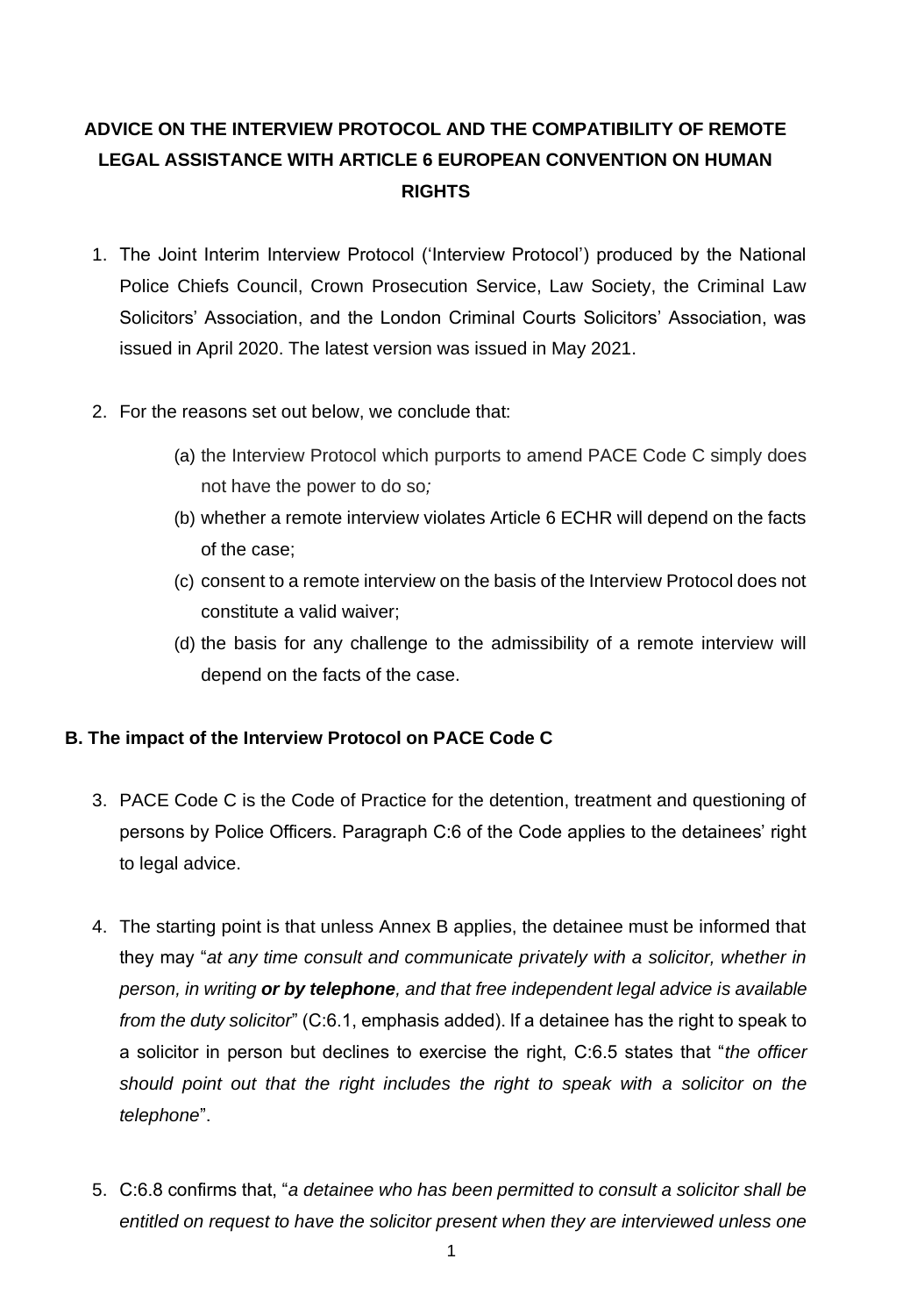# ADVICE ON THE INTERVIEW PROTOCOL AND THE COMPATIBILITY OF REMOTE LEGAL ASSISTANCE WITH ARTICLE 6 EUROPEAN CONVENTION ON HUMAN RIGHTS

1. The Joint Interim Interview Protocol ('Interview Protocol') produced by the National Police Chiefs Council, Crown Prosecution Service, Law Society, the Criminal Law Solicitors' Association, and the London Criminal Courts Solicitors' Association, was issued in April 2020. The latest version was issued in May 2021.

2. For the reasons set out below, we conclude that:

   (a) the Interview Protocol which purports to amend PACE Code C simply does not have the power to do so*;*

   (b) whether a remote interview violates Article 6 ECHR will depend on the facts of the case;

   (c) consent to a remote interview on the basis of the Interview Protocol does not constitute a valid waiver;

   (d) the basis for any challenge to the admissibility of a remote interview will depend on the facts of the case.

## B. The impact of the Interview Protocol on PACE Code C

3. PACE Code C is the Code of Practice for the detention, treatment and questioning of persons by Police Officers. Paragraph C:6 of the Code applies to the detainees' right to legal advice.

4. The starting point is that unless Annex B applies, the detainee must be informed that they may "*at any time consult and communicate privately with a solicitor, whether in person, in writing* ***or by telephone****, and that free independent legal advice is available from the duty solicitor*" (C:6.1, emphasis added). If a detainee has the right to speak to a solicitor in person but declines to exercise the right, C:6.5 states that "*the officer should point out that the right includes the right to speak with a solicitor on the telephone*".

5. C:6.8 confirms that, "*a detainee who has been permitted to consult a solicitor shall be entitled on request to have the solicitor present when they are interviewed unless one*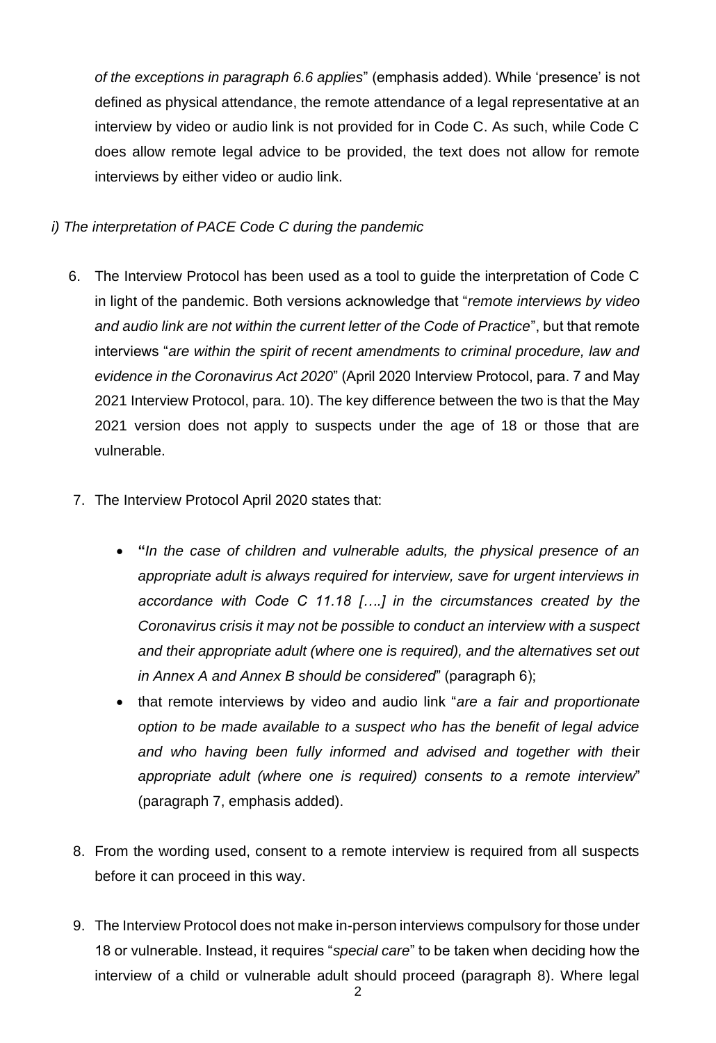*of the exceptions in paragraph 6.6 applies*" (emphasis added). While 'presence' is not defined as physical attendance, the remote attendance of a legal representative at an interview by video or audio link is not provided for in Code C. As such, while Code C does allow remote legal advice to be provided, the text does not allow for remote interviews by either video or audio link.

*i) The interpretation of PACE Code C during the pandemic*

6. The Interview Protocol has been used as a tool to guide the interpretation of Code C in light of the pandemic. Both versions acknowledge that "*remote interviews by video and audio link are not within the current letter of the Code of Practice*", but that remote interviews "*are within the spirit of recent amendments to criminal procedure, law and evidence in the Coronavirus Act 2020*" (April 2020 Interview Protocol, para. 7 and May 2021 Interview Protocol, para. 10). The key difference between the two is that the May 2021 version does not apply to suspects under the age of 18 or those that are vulnerable.

7. The Interview Protocol April 2020 states that:

   - "*In the case of children and vulnerable adults, the physical presence of an appropriate adult is always required for interview, save for urgent interviews in accordance with Code C 11.18 [….] in the circumstances created by the Coronavirus crisis it may not be possible to conduct an interview with a suspect and their appropriate adult (where one is required), and the alternatives set out in Annex A and Annex B should be considered*" (paragraph 6);
   - that remote interviews by video and audio link "*are a fair and proportionate option to be made available to a suspect who has the benefit of legal advice and who having been fully informed and advised and together with their appropriate adult (where one is required) consents to a remote interview*" (paragraph 7, emphasis added).

8. From the wording used, consent to a remote interview is required from all suspects before it can proceed in this way.

9. The Interview Protocol does not make in-person interviews compulsory for those under 18 or vulnerable. Instead, it requires "*special care*" to be taken when deciding how the interview of a child or vulnerable adult should proceed (paragraph 8). Where legal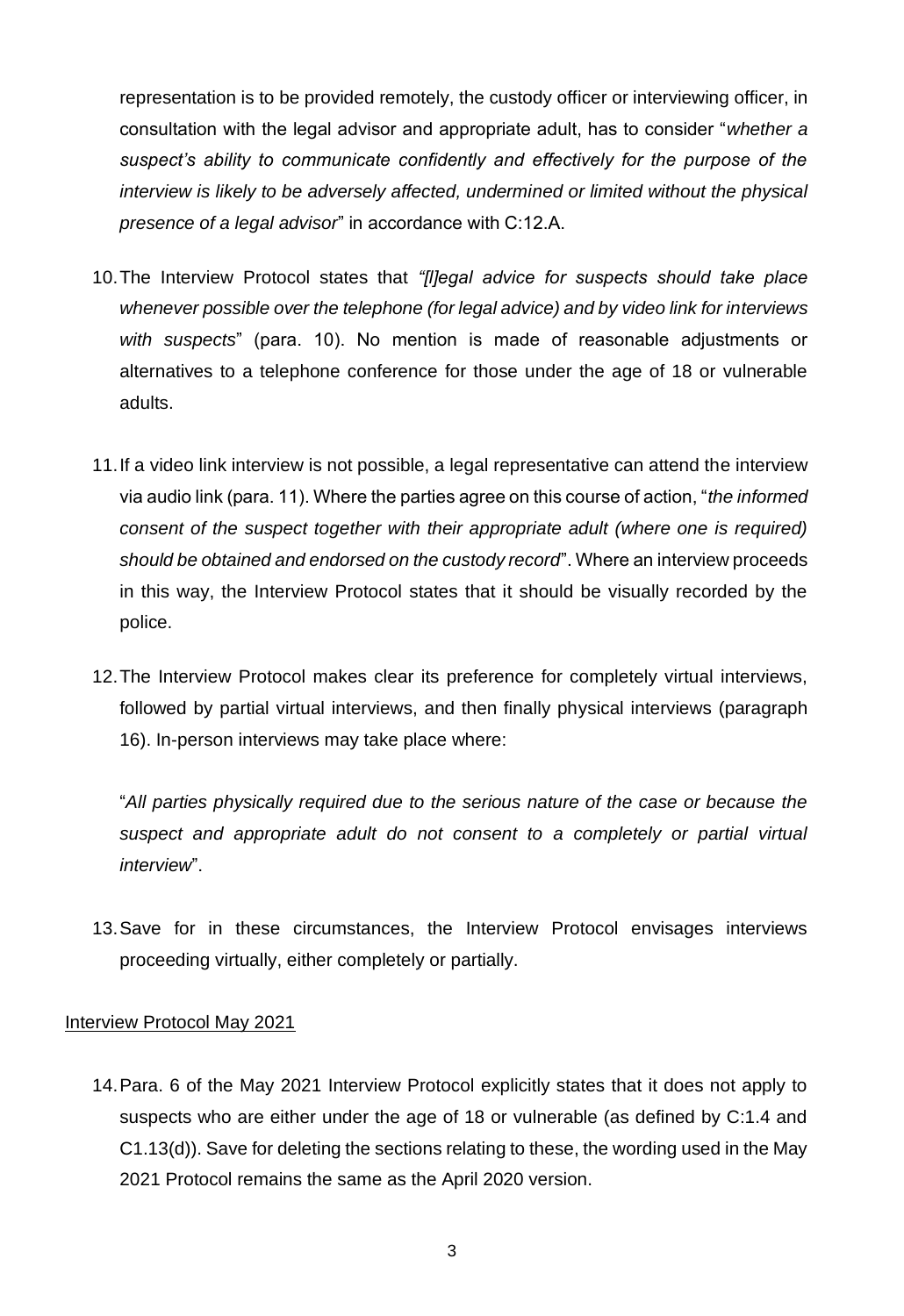representation is to be provided remotely, the custody officer or interviewing officer, in consultation with the legal advisor and appropriate adult, has to consider "*whether a suspect's ability to communicate confidently and effectively for the purpose of the interview is likely to be adversely affected, undermined or limited without the physical presence of a legal advisor*" in accordance with C:12.A.

10. The Interview Protocol states that *"[l]egal advice for suspects should take place whenever possible over the telephone (for legal advice) and by video link for interviews with suspects*" (para. 10). No mention is made of reasonable adjustments or alternatives to a telephone conference for those under the age of 18 or vulnerable adults.

11. If a video link interview is not possible, a legal representative can attend the interview via audio link (para. 11). Where the parties agree on this course of action, "*the informed consent of the suspect together with their appropriate adult (where one is required) should be obtained and endorsed on the custody record*". Where an interview proceeds in this way, the Interview Protocol states that it should be visually recorded by the police.

12. The Interview Protocol makes clear its preference for completely virtual interviews, followed by partial virtual interviews, and then finally physical interviews (paragraph 16). In-person interviews may take place where:

    "*All parties physically required due to the serious nature of the case or because the suspect and appropriate adult do not consent to a completely or partial virtual interview*".

13. Save for in these circumstances, the Interview Protocol envisages interviews proceeding virtually, either completely or partially.

<u>Interview Protocol May 2021</u>

14. Para. 6 of the May 2021 Interview Protocol explicitly states that it does not apply to suspects who are either under the age of 18 or vulnerable (as defined by C:1.4 and C1.13(d)). Save for deleting the sections relating to these, the wording used in the May 2021 Protocol remains the same as the April 2020 version.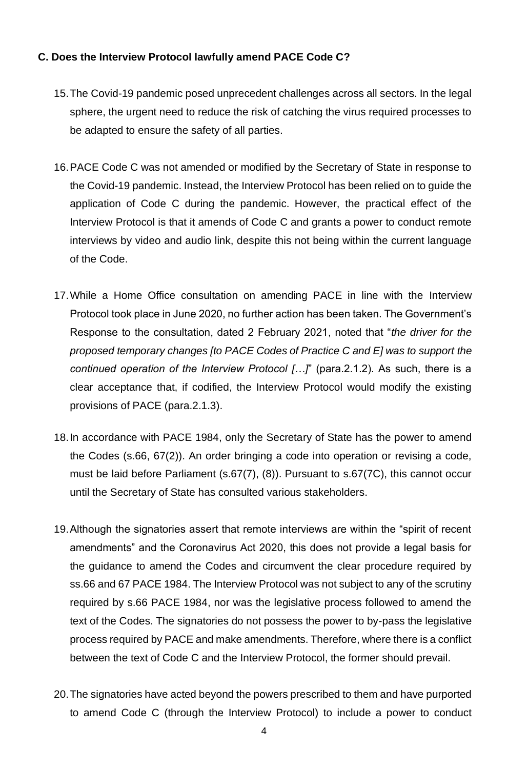**C. Does the Interview Protocol lawfully amend PACE Code C?**

15. The Covid-19 pandemic posed unprecedent challenges across all sectors. In the legal sphere, the urgent need to reduce the risk of catching the virus required processes to be adapted to ensure the safety of all parties.

16. PACE Code C was not amended or modified by the Secretary of State in response to the Covid-19 pandemic. Instead, the Interview Protocol has been relied on to guide the application of Code C during the pandemic. However, the practical effect of the Interview Protocol is that it amends of Code C and grants a power to conduct remote interviews by video and audio link, despite this not being within the current language of the Code.

17. While a Home Office consultation on amending PACE in line with the Interview Protocol took place in June 2020, no further action has been taken. The Government's Response to the consultation, dated 2 February 2021, noted that "*the driver for the proposed temporary changes [to PACE Codes of Practice C and E] was to support the continued operation of the Interview Protocol […]*" (para.2.1.2). As such, there is a clear acceptance that, if codified, the Interview Protocol would modify the existing provisions of PACE (para.2.1.3).

18. In accordance with PACE 1984, only the Secretary of State has the power to amend the Codes (s.66, 67(2)). An order bringing a code into operation or revising a code, must be laid before Parliament (s.67(7), (8)). Pursuant to s.67(7C), this cannot occur until the Secretary of State has consulted various stakeholders.

19. Although the signatories assert that remote interviews are within the "spirit of recent amendments" and the Coronavirus Act 2020, this does not provide a legal basis for the guidance to amend the Codes and circumvent the clear procedure required by ss.66 and 67 PACE 1984. The Interview Protocol was not subject to any of the scrutiny required by s.66 PACE 1984, nor was the legislative process followed to amend the text of the Codes. The signatories do not possess the power to by-pass the legislative process required by PACE and make amendments. Therefore, where there is a conflict between the text of Code C and the Interview Protocol, the former should prevail.

20. The signatories have acted beyond the powers prescribed to them and have purported to amend Code C (through the Interview Protocol) to include a power to conduct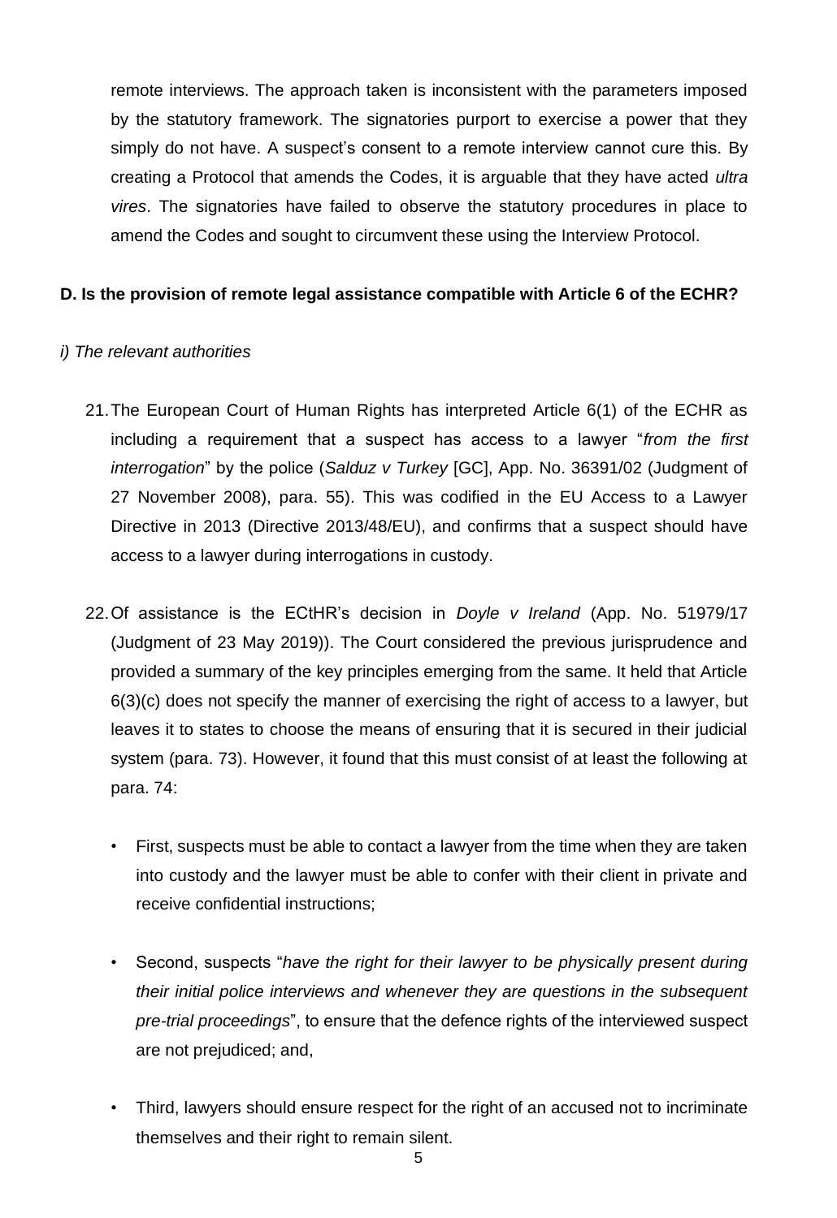remote interviews. The approach taken is inconsistent with the parameters imposed by the statutory framework. The signatories purport to exercise a power that they simply do not have. A suspect's consent to a remote interview cannot cure this. By creating a Protocol that amends the Codes, it is arguable that they have acted *ultra vires*. The signatories have failed to observe the statutory procedures in place to amend the Codes and sought to circumvent these using the Interview Protocol.

**D. Is the provision of remote legal assistance compatible with Article 6 of the ECHR?**

*i) The relevant authorities*

21. The European Court of Human Rights has interpreted Article 6(1) of the ECHR as including a requirement that a suspect has access to a lawyer "*from the first interrogation*" by the police (*Salduz v Turkey* [GC], App. No. 36391/02 (Judgment of 27 November 2008), para. 55). This was codified in the EU Access to a Lawyer Directive in 2013 (Directive 2013/48/EU), and confirms that a suspect should have access to a lawyer during interrogations in custody.

22. Of assistance is the ECtHR's decision in *Doyle v Ireland* (App. No. 51979/17 (Judgment of 23 May 2019)). The Court considered the previous jurisprudence and provided a summary of the key principles emerging from the same. It held that Article 6(3)(c) does not specify the manner of exercising the right of access to a lawyer, but leaves it to states to choose the means of ensuring that it is secured in their judicial system (para. 73). However, it found that this must consist of at least the following at para. 74:

    - First, suspects must be able to contact a lawyer from the time when they are taken into custody and the lawyer must be able to confer with their client in private and receive confidential instructions;

    - Second, suspects "*have the right for their lawyer to be physically present during their initial police interviews and whenever they are questions in the subsequent pre-trial proceedings*", to ensure that the defence rights of the interviewed suspect are not prejudiced; and,

    - Third, lawyers should ensure respect for the right of an accused not to incriminate themselves and their right to remain silent.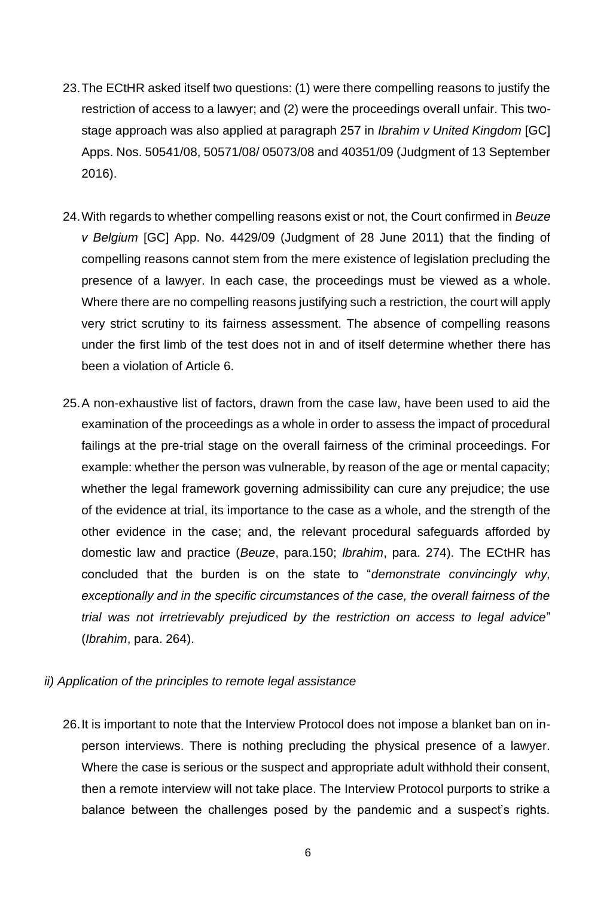23. The ECtHR asked itself two questions: (1) were there compelling reasons to justify the restriction of access to a lawyer; and (2) were the proceedings overall unfair. This two-stage approach was also applied at paragraph 257 in *Ibrahim v United Kingdom* [GC] Apps. Nos. 50541/08, 50571/08/ 05073/08 and 40351/09 (Judgment of 13 September 2016).

24. With regards to whether compelling reasons exist or not, the Court confirmed in *Beuze v Belgium* [GC] App. No. 4429/09 (Judgment of 28 June 2011) that the finding of compelling reasons cannot stem from the mere existence of legislation precluding the presence of a lawyer. In each case, the proceedings must be viewed as a whole. Where there are no compelling reasons justifying such a restriction, the court will apply very strict scrutiny to its fairness assessment. The absence of compelling reasons under the first limb of the test does not in and of itself determine whether there has been a violation of Article 6.

25. A non-exhaustive list of factors, drawn from the case law, have been used to aid the examination of the proceedings as a whole in order to assess the impact of procedural failings at the pre-trial stage on the overall fairness of the criminal proceedings. For example: whether the person was vulnerable, by reason of the age or mental capacity; whether the legal framework governing admissibility can cure any prejudice; the use of the evidence at trial, its importance to the case as a whole, and the strength of the other evidence in the case; and, the relevant procedural safeguards afforded by domestic law and practice (*Beuze*, para.150; *Ibrahim*, para. 274). The ECtHR has concluded that the burden is on the state to "*demonstrate convincingly why, exceptionally and in the specific circumstances of the case, the overall fairness of the trial was not irretrievably prejudiced by the restriction on access to legal advice*" (*Ibrahim*, para. 264).

*ii) Application of the principles to remote legal assistance*

26. It is important to note that the Interview Protocol does not impose a blanket ban on in-person interviews. There is nothing precluding the physical presence of a lawyer. Where the case is serious or the suspect and appropriate adult withhold their consent, then a remote interview will not take place. The Interview Protocol purports to strike a balance between the challenges posed by the pandemic and a suspect's rights.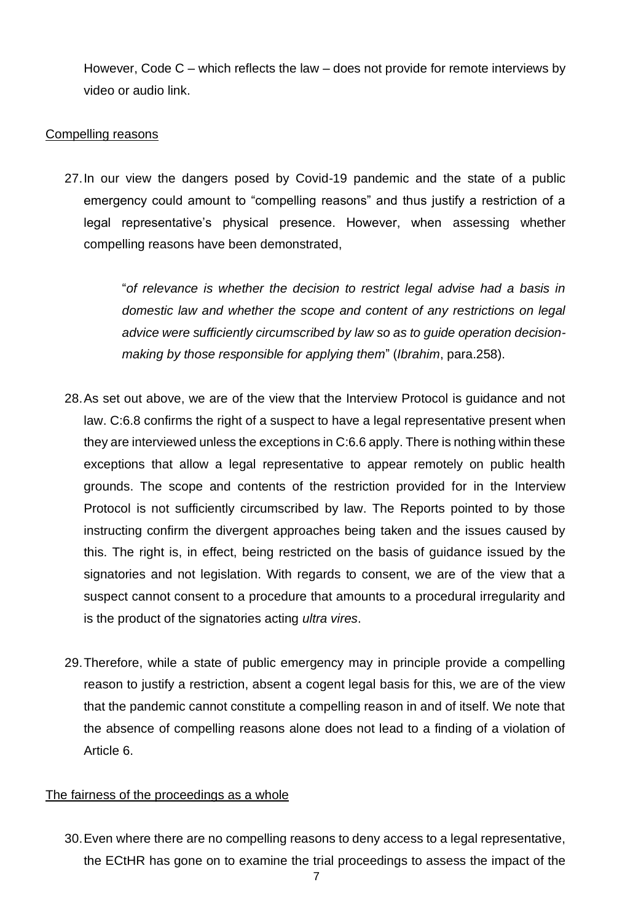However, Code C – which reflects the law – does not provide for remote interviews by video or audio link.

Compelling reasons

27. In our view the dangers posed by Covid-19 pandemic and the state of a public emergency could amount to "compelling reasons" and thus justify a restriction of a legal representative's physical presence. However, when assessing whether compelling reasons have been demonstrated,

> "*of relevance is whether the decision to restrict legal advise had a basis in domestic law and whether the scope and content of any restrictions on legal advice were sufficiently circumscribed by law so as to guide operation decision-making by those responsible for applying them*" (*Ibrahim*, para.258).

28. As set out above, we are of the view that the Interview Protocol is guidance and not law. C:6.8 confirms the right of a suspect to have a legal representative present when they are interviewed unless the exceptions in C:6.6 apply. There is nothing within these exceptions that allow a legal representative to appear remotely on public health grounds. The scope and contents of the restriction provided for in the Interview Protocol is not sufficiently circumscribed by law. The Reports pointed to by those instructing confirm the divergent approaches being taken and the issues caused by this. The right is, in effect, being restricted on the basis of guidance issued by the signatories and not legislation. With regards to consent, we are of the view that a suspect cannot consent to a procedure that amounts to a procedural irregularity and is the product of the signatories acting *ultra vires*.

29. Therefore, while a state of public emergency may in principle provide a compelling reason to justify a restriction, absent a cogent legal basis for this, we are of the view that the pandemic cannot constitute a compelling reason in and of itself. We note that the absence of compelling reasons alone does not lead to a finding of a violation of Article 6.

The fairness of the proceedings as a whole

30. Even where there are no compelling reasons to deny access to a legal representative, the ECtHR has gone on to examine the trial proceedings to assess the impact of the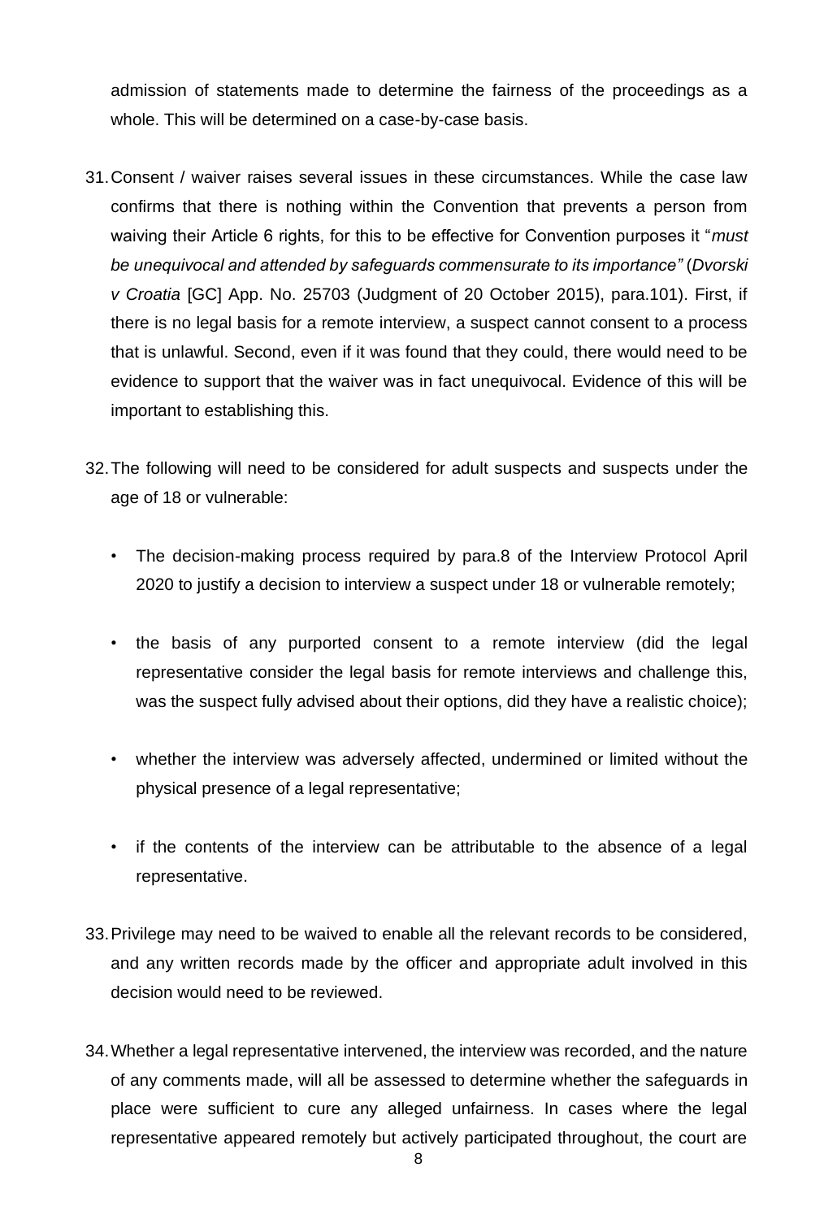admission of statements made to determine the fairness of the proceedings as a whole. This will be determined on a case-by-case basis.

31. Consent / waiver raises several issues in these circumstances. While the case law confirms that there is nothing within the Convention that prevents a person from waiving their Article 6 rights, for this to be effective for Convention purposes it "*must be unequivocal and attended by safeguards commensurate to its importance"* (*Dvorski v Croatia* [GC] App. No. 25703 (Judgment of 20 October 2015), para.101). First, if there is no legal basis for a remote interview, a suspect cannot consent to a process that is unlawful. Second, even if it was found that they could, there would need to be evidence to support that the waiver was in fact unequivocal. Evidence of this will be important to establishing this.

32. The following will need to be considered for adult suspects and suspects under the age of 18 or vulnerable:

   - The decision-making process required by para.8 of the Interview Protocol April 2020 to justify a decision to interview a suspect under 18 or vulnerable remotely;
   - the basis of any purported consent to a remote interview (did the legal representative consider the legal basis for remote interviews and challenge this, was the suspect fully advised about their options, did they have a realistic choice);
   - whether the interview was adversely affected, undermined or limited without the physical presence of a legal representative;
   - if the contents of the interview can be attributable to the absence of a legal representative.

33. Privilege may need to be waived to enable all the relevant records to be considered, and any written records made by the officer and appropriate adult involved in this decision would need to be reviewed.

34. Whether a legal representative intervened, the interview was recorded, and the nature of any comments made, will all be assessed to determine whether the safeguards in place were sufficient to cure any alleged unfairness. In cases where the legal representative appeared remotely but actively participated throughout, the court are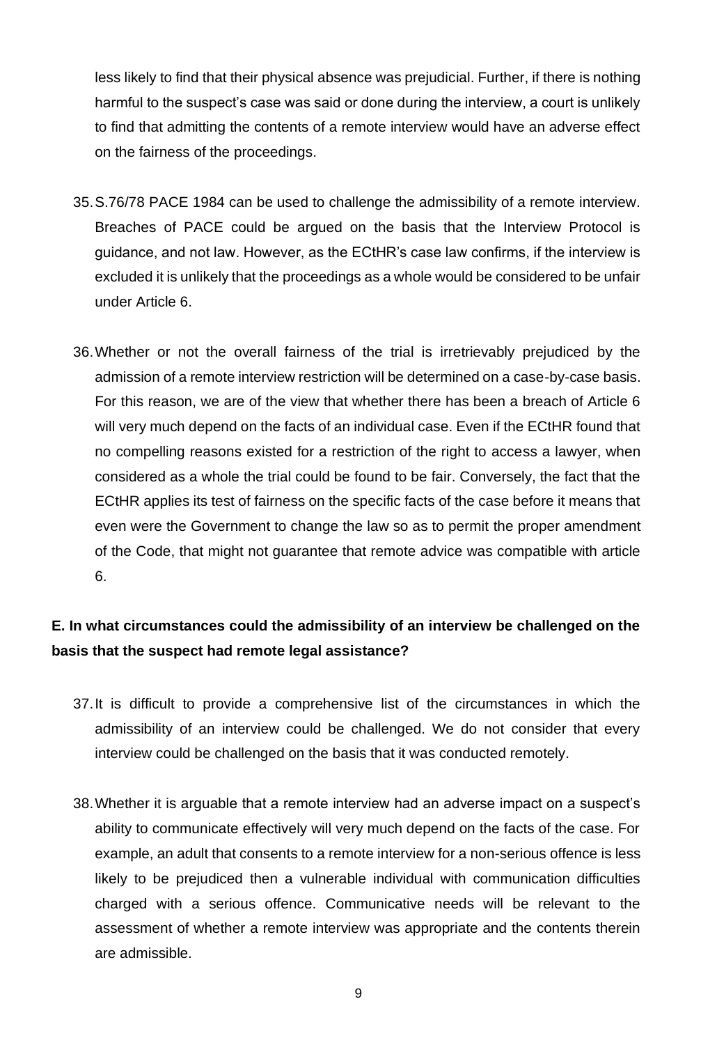less likely to find that their physical absence was prejudicial. Further, if there is nothing harmful to the suspect's case was said or done during the interview, a court is unlikely to find that admitting the contents of a remote interview would have an adverse effect on the fairness of the proceedings.

35. S.76/78 PACE 1984 can be used to challenge the admissibility of a remote interview. Breaches of PACE could be argued on the basis that the Interview Protocol is guidance, and not law. However, as the ECtHR's case law confirms, if the interview is excluded it is unlikely that the proceedings as a whole would be considered to be unfair under Article 6.

36. Whether or not the overall fairness of the trial is irretrievably prejudiced by the admission of a remote interview restriction will be determined on a case-by-case basis. For this reason, we are of the view that whether there has been a breach of Article 6 will very much depend on the facts of an individual case. Even if the ECtHR found that no compelling reasons existed for a restriction of the right to access a lawyer, when considered as a whole the trial could be found to be fair. Conversely, the fact that the ECtHR applies its test of fairness on the specific facts of the case before it means that even were the Government to change the law so as to permit the proper amendment of the Code, that might not guarantee that remote advice was compatible with article 6.

**E. In what circumstances could the admissibility of an interview be challenged on the basis that the suspect had remote legal assistance?**

37. It is difficult to provide a comprehensive list of the circumstances in which the admissibility of an interview could be challenged. We do not consider that every interview could be challenged on the basis that it was conducted remotely.

38. Whether it is arguable that a remote interview had an adverse impact on a suspect's ability to communicate effectively will very much depend on the facts of the case. For example, an adult that consents to a remote interview for a non-serious offence is less likely to be prejudiced then a vulnerable individual with communication difficulties charged with a serious offence. Communicative needs will be relevant to the assessment of whether a remote interview was appropriate and the contents therein are admissible.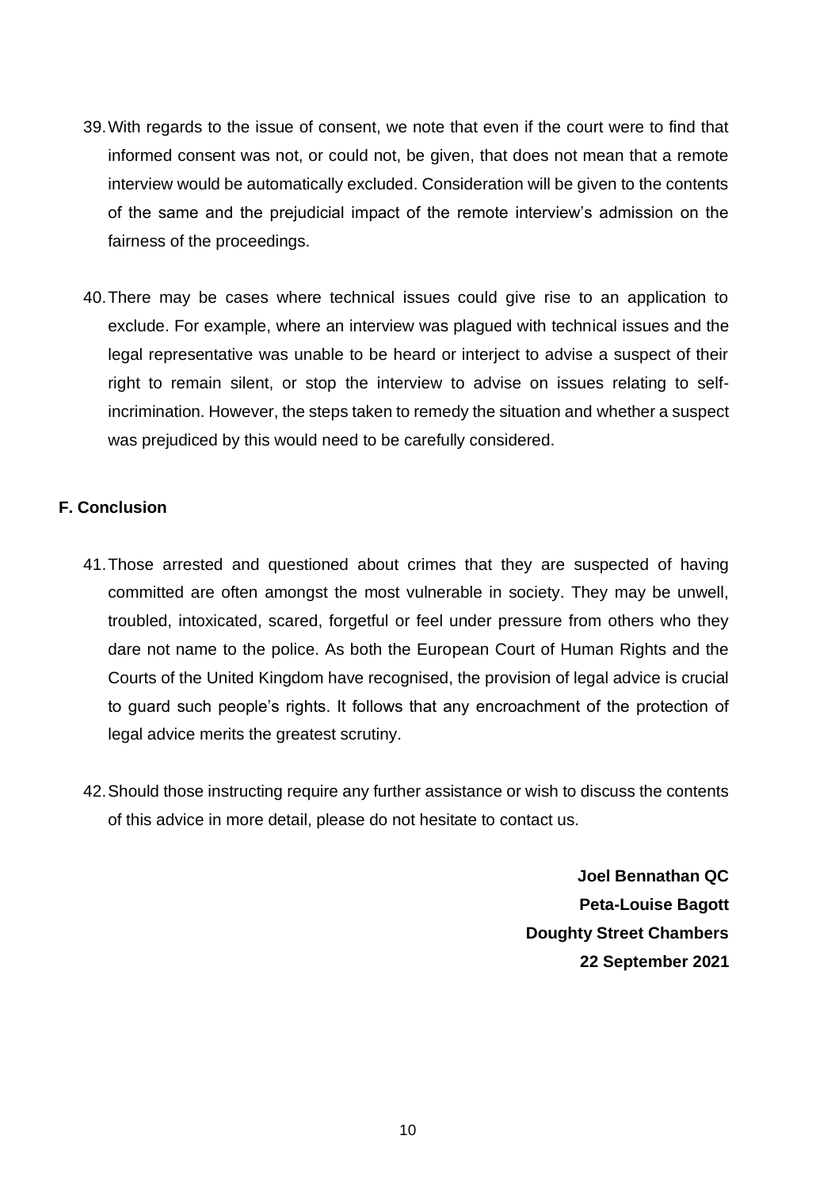39. With regards to the issue of consent, we note that even if the court were to find that informed consent was not, or could not, be given, that does not mean that a remote interview would be automatically excluded. Consideration will be given to the contents of the same and the prejudicial impact of the remote interview's admission on the fairness of the proceedings.

40. There may be cases where technical issues could give rise to an application to exclude. For example, where an interview was plagued with technical issues and the legal representative was unable to be heard or interject to advise a suspect of their right to remain silent, or stop the interview to advise on issues relating to self-incrimination. However, the steps taken to remedy the situation and whether a suspect was prejudiced by this would need to be carefully considered.

**F. Conclusion**

41. Those arrested and questioned about crimes that they are suspected of having committed are often amongst the most vulnerable in society. They may be unwell, troubled, intoxicated, scared, forgetful or feel under pressure from others who they dare not name to the police. As both the European Court of Human Rights and the Courts of the United Kingdom have recognised, the provision of legal advice is crucial to guard such people's rights. It follows that any encroachment of the protection of legal advice merits the greatest scrutiny.

42. Should those instructing require any further assistance or wish to discuss the contents of this advice in more detail, please do not hesitate to contact us.

**Joel Bennathan QC**
**Peta-Louise Bagott**
**Doughty Street Chambers**
**22 September 2021**